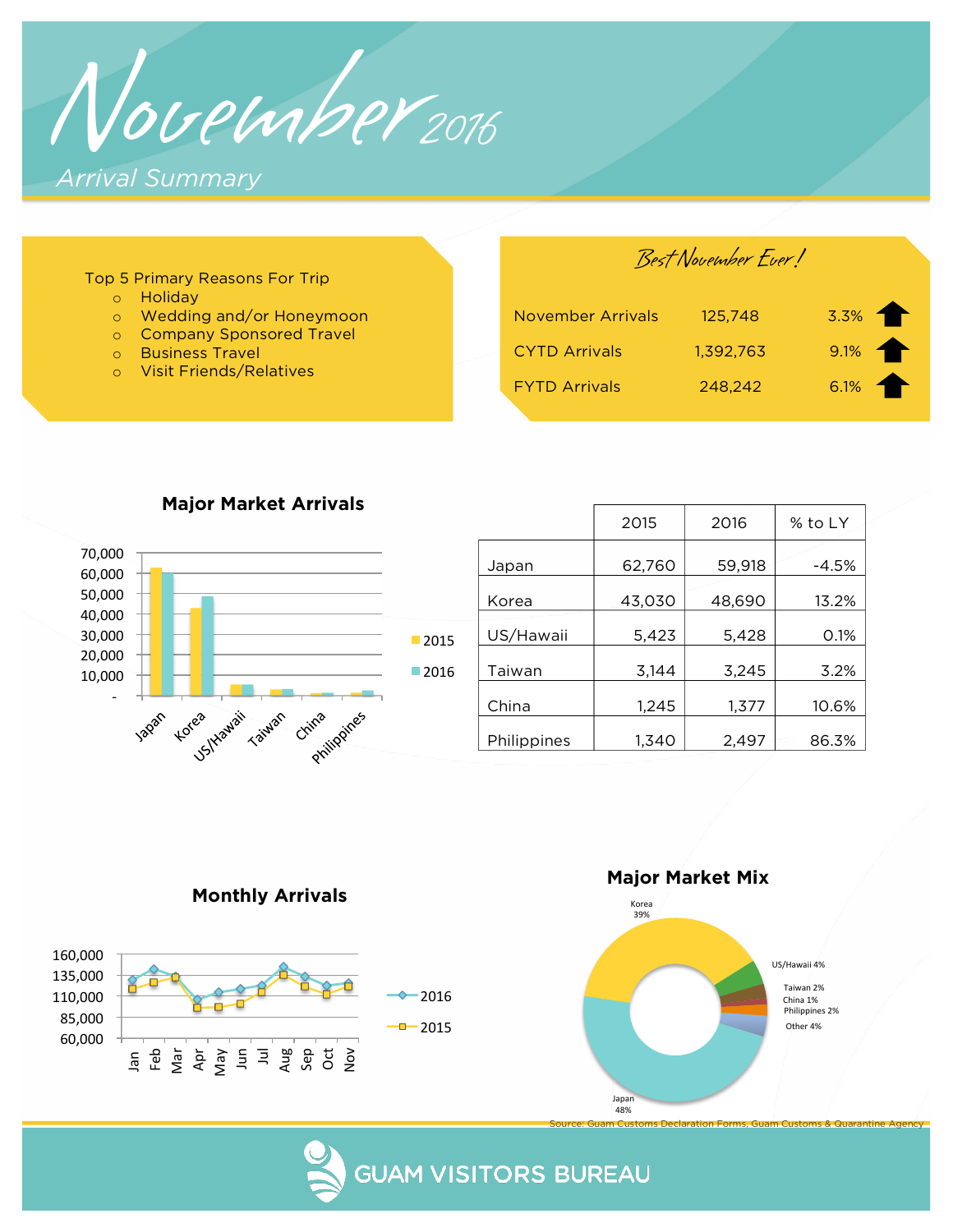# November 2016

## Arrival Summary

Top 5 Primary Reasons For Trip

- Holiday
- Wedding and/or Honeymoon
- Company Sponsored Travel
- Business Travel
- Visit Friends/Relatives

### Best November Ever!

| | | |
|---|---|---|
| November Arrivals | 125,748 | 3.3% ↑ |
| CYTD Arrivals | 1,392,763 | 9.1% ↑ |
| FYTD Arrivals | 248,242 | 6.1% ↑ |

### Major Market Arrivals

| | 2015 | 2016 | % to LY |
|---|---|---|---|
| Japan | 62,760 | 59,918 | -4.5% |
| Korea | 43,030 | 48,690 | 13.2% |
| US/Hawaii | 5,423 | 5,428 | 0.1% |
| Taiwan | 3,144 | 3,245 | 3.2% |
| China | 1,245 | 1,377 | 10.6% |
| Philippines | 1,340 | 2,497 | 86.3% |

### Monthly Arrivals

### Major Market Mix

Korea 39%, US/Hawaii 4%, Taiwan 2%, China 1%, Philippines 2%, Other 4%, Japan 48%

Source: Guam Customs Declaration Forms, Guam Customs & Quarantine Agency

GUAM VISITORS BUREAU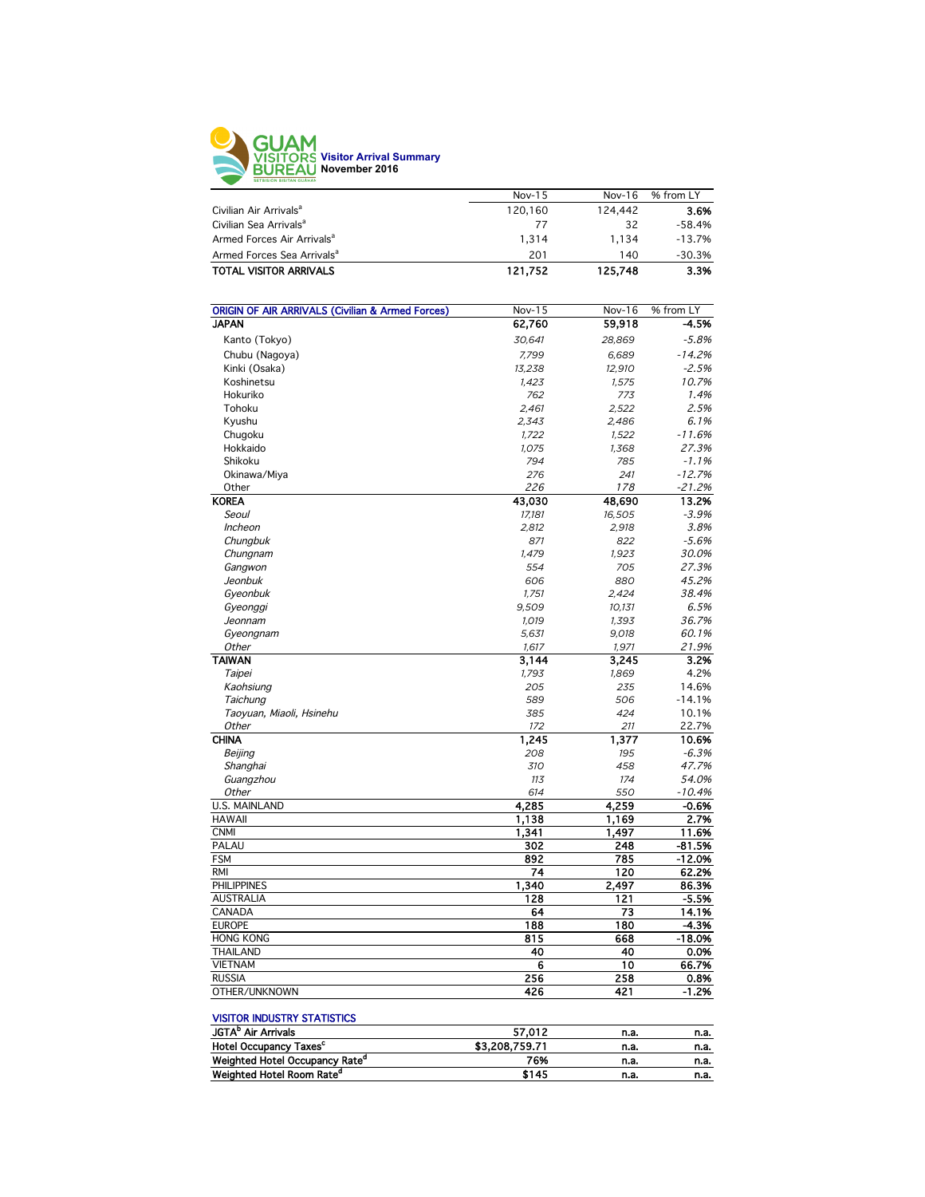# GUAM VISITORS BUREAU

**Visitor Arrival Summary**
**November 2016**

| | Nov-15 | Nov-16 | % from LY |
|---|---|---|---|
| Civilian Air Arrivals[a] | 120,160 | 124,442 | **3.6%** |
| Civilian Sea Arrivals[a] | 77 | 32 | -58.4% |
| Armed Forces Air Arrivals[a] | 1,314 | 1,134 | -13.7% |
| Armed Forces Sea Arrivals[a] | 201 | 140 | -30.3% |
| **TOTAL VISITOR ARRIVALS** | **121,752** | **125,748** | **3.3%** |

| ORIGIN OF AIR ARRIVALS (Civilian & Armed Forces) | Nov-15 | Nov-16 | % from LY |
|---|---|---|---|
| **JAPAN** | **62,760** | **59,918** | **-4.5%** |
| Kanto (Tokyo) | *30,641* | *28,869* | *-5.8%* |
| Chubu (Nagoya) | *7,799* | *6,689* | *-14.2%* |
| Kinki (Osaka) | *13,238* | *12,910* | *-2.5%* |
| Koshinetsu | *1,423* | *1,575* | *10.7%* |
| Hokuriko | *762* | *773* | *1.4%* |
| Tohoku | *2,461* | *2,522* | *2.5%* |
| Kyushu | *2,343* | *2,486* | *6.1%* |
| Chugoku | *1,722* | *1,522* | *-11.6%* |
| Hokkaido | *1,075* | *1,368* | *27.3%* |
| Shikoku | *794* | *785* | *-1.1%* |
| Okinawa/Miya | *276* | *241* | *-12.7%* |
| Other | *226* | *178* | *-21.2%* |
| **KOREA** | **43,030** | **48,690** | **13.2%** |
| *Seoul* | *17,181* | *16,505* | *-3.9%* |
| *Incheon* | *2,812* | *2,918* | *3.8%* |
| *Chungbuk* | *871* | *822* | *-5.6%* |
| *Chungnam* | *1,479* | *1,923* | *30.0%* |
| *Gangwon* | *554* | *705* | *27.3%* |
| *Jeonbuk* | *606* | *880* | *45.2%* |
| *Gyeonbuk* | *1,751* | *2,424* | *38.4%* |
| *Gyeonggi* | *9,509* | *10,131* | *6.5%* |
| *Jeonnam* | *1,019* | *1,393* | *36.7%* |
| *Gyeongnam* | *5,631* | *9,018* | *60.1%* |
| *Other* | *1,617* | *1,971* | *21.9%* |
| **TAIWAN** | **3,144** | **3,245** | **3.2%** |
| *Taipei* | *1,793* | *1,869* | 4.2% |
| *Kaohsiung* | *205* | *235* | 14.6% |
| *Taichung* | *589* | *506* | -14.1% |
| *Taoyuan, Miaoli, Hsinehu* | *385* | *424* | 10.1% |
| *Other* | *172* | *211* | 22.7% |
| **CHINA** | **1,245** | **1,377** | **10.6%** |
| *Beijing* | *208* | *195* | *-6.3%* |
| *Shanghai* | *310* | *458* | *47.7%* |
| *Guangzhou* | *113* | *174* | *54.0%* |
| *Other* | *614* | *550* | *-10.4%* |
| U.S. MAINLAND | **4,285** | **4,259** | **-0.6%** |
| HAWAII | **1,138** | **1,169** | **2.7%** |
| CNMI | **1,341** | **1,497** | **11.6%** |
| PALAU | **302** | **248** | **-81.5%** |
| FSM | **892** | **785** | **-12.0%** |
| RMI | **74** | **120** | **62.2%** |
| PHILIPPINES | **1,340** | **2,497** | **86.3%** |
| AUSTRALIA | **128** | **121** | **-5.5%** |
| CANADA | **64** | **73** | **14.1%** |
| EUROPE | **188** | **180** | **-4.3%** |
| HONG KONG | **815** | **668** | **-18.0%** |
| THAILAND | **40** | **40** | **0.0%** |
| VIETNAM | **6** | **10** | **66.7%** |
| RUSSIA | **256** | **258** | **0.8%** |
| OTHER/UNKNOWN | **426** | **421** | **-1.2%** |

| VISITOR INDUSTRY STATISTICS | | | |
|---|---|---|---|
| **JGTA[b] Air Arrivals** | **57,012** | **n.a.** | **n.a.** |
| **Hotel Occupancy Taxes[c]** | **$3,208,759.71** | **n.a.** | **n.a.** |
| **Weighted Hotel Occupancy Rate[d]** | **76%** | **n.a.** | **n.a.** |
| **Weighted Hotel Room Rate[d]** | **$145** | **n.a.** | **n.a.** |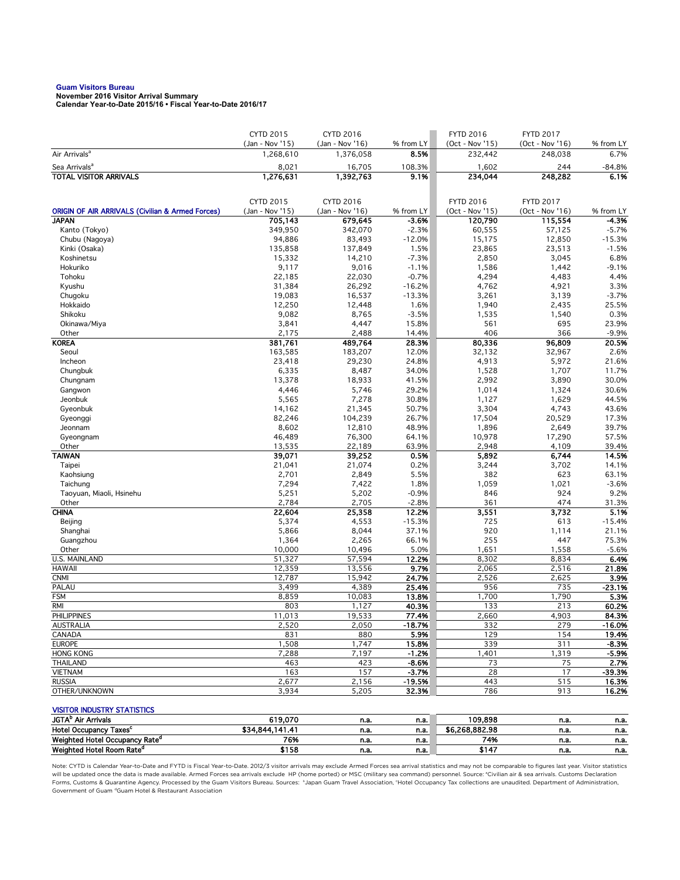**Guam Visitors Bureau**
**November 2016 Visitor Arrival Summary**
**Calendar Year-to-Date 2015/16 • Fiscal Year-to-Date 2016/17**

| | CYTD 2015 (Jan - Nov '15) | CYTD 2016 (Jan - Nov '16) | % from LY | FYTD 2016 (Oct - Nov '15) | FYTD 2017 (Oct - Nov '16) | % from LY |
|---|---|---|---|---|---|---|
| Air Arrivals[a] | 1,268,610 | 1,376,058 | **8.5%** | 232,442 | 248,038 | 6.7% |
| Sea Arrivals[a] | 8,021 | 16,705 | 108.3% | 1,602 | 244 | -84.8% |
| **TOTAL VISITOR ARRIVALS** | **1,276,631** | **1,392,763** | **9.1%** | **234,044** | **248,282** | **6.1%** |

| ORIGIN OF AIR ARRIVALS (Civilian & Armed Forces) | CYTD 2015 (Jan - Nov '15) | CYTD 2016 (Jan - Nov '16) | % from LY | FYTD 2016 (Oct - Nov '15) | FYTD 2017 (Oct - Nov '16) | % from LY |
|---|---|---|---|---|---|---|
| **JAPAN** | **705,143** | **679,645** | **-3.6%** | **120,790** | **115,554** | **-4.3%** |
| Kanto (Tokyo) | 349,950 | 342,070 | -2.3% | 60,555 | 57,125 | -5.7% |
| Chubu (Nagoya) | 94,886 | 83,493 | -12.0% | 15,175 | 12,850 | -15.3% |
| Kinki (Osaka) | 135,858 | 137,849 | 1.5% | 23,865 | 23,513 | -1.5% |
| Koshinetsu | 15,332 | 14,210 | -7.3% | 2,850 | 3,045 | 6.8% |
| Hokuriko | 9,117 | 9,016 | -1.1% | 1,586 | 1,442 | -9.1% |
| Tohoku | 22,185 | 22,030 | -0.7% | 4,294 | 4,483 | 4.4% |
| Kyushu | 31,384 | 26,292 | -16.2% | 4,762 | 4,921 | 3.3% |
| Chugoku | 19,083 | 16,537 | -13.3% | 3,261 | 3,139 | -3.7% |
| Hokkaido | 12,250 | 12,448 | 1.6% | 1,940 | 2,435 | 25.5% |
| Shikoku | 9,082 | 8,765 | -3.5% | 1,535 | 1,540 | 0.3% |
| Okinawa/Miya | 3,841 | 4,447 | 15.8% | 561 | 695 | 23.9% |
| Other | 2,175 | 2,488 | 14.4% | 406 | 366 | -9.9% |
| **KOREA** | **381,761** | **489,764** | **28.3%** | **80,336** | **96,809** | **20.5%** |
| Seoul | 163,585 | 183,207 | 12.0% | 32,132 | 32,967 | 2.6% |
| Incheon | 23,418 | 29,230 | 24.8% | 4,913 | 5,972 | 21.6% |
| Chungbuk | 6,335 | 8,487 | 34.0% | 1,528 | 1,707 | 11.7% |
| Chungnam | 13,378 | 18,933 | 41.5% | 2,992 | 3,890 | 30.0% |
| Gangwon | 4,446 | 5,746 | 29.2% | 1,014 | 1,324 | 30.6% |
| Jeonbuk | 5,565 | 7,278 | 30.8% | 1,127 | 1,629 | 44.5% |
| Gyeonbuk | 14,162 | 21,345 | 50.7% | 3,304 | 4,743 | 43.6% |
| Gyeonggi | 82,246 | 104,239 | 26.7% | 17,504 | 20,529 | 17.3% |
| Jeonnam | 8,602 | 12,810 | 48.9% | 1,896 | 2,649 | 39.7% |
| Gyeongnam | 46,489 | 76,300 | 64.1% | 10,978 | 17,290 | 57.5% |
| Other | 13,535 | 22,189 | 63.9% | 2,948 | 4,109 | 39.4% |
| **TAIWAN** | **39,071** | **39,252** | **0.5%** | **5,892** | **6,744** | **14.5%** |
| Taipei | 21,041 | 21,074 | 0.2% | 3,244 | 3,702 | 14.1% |
| Kaohsiung | 2,701 | 2,849 | 5.5% | 382 | 623 | 63.1% |
| Taichung | 7,294 | 7,422 | 1.8% | 1,059 | 1,021 | -3.6% |
| Taoyuan, Miaoli, Hsinehu | 5,251 | 5,202 | -0.9% | 846 | 924 | 9.2% |
| Other | 2,784 | 2,705 | -2.8% | 361 | 474 | 31.3% |
| **CHINA** | **22,604** | **25,358** | **12.2%** | **3,551** | **3,732** | **5.1%** |
| Beijing | 5,374 | 4,553 | -15.3% | 725 | 613 | -15.4% |
| Shanghai | 5,866 | 8,044 | 37.1% | 920 | 1,114 | 21.1% |
| Guangzhou | 1,364 | 2,265 | 66.1% | 255 | 447 | 75.3% |
| Other | 10,000 | 10,496 | 5.0% | 1,651 | 1,558 | -5.6% |
| U.S. MAINLAND | 51,327 | 57,594 | **12.2%** | 8,302 | 8,834 | **6.4%** |
| HAWAII | 12,359 | 13,556 | **9.7%** | 2,065 | 2,516 | **21.8%** |
| CNMI | 12,787 | 15,942 | **24.7%** | 2,526 | 2,625 | **3.9%** |
| PALAU | 3,499 | 4,389 | **25.4%** | 956 | 735 | **-23.1%** |
| FSM | 8,859 | 10,083 | **13.8%** | 1,700 | 1,790 | **5.3%** |
| RMI | 803 | 1,127 | **40.3%** | 133 | 213 | **60.2%** |
| PHILIPPINES | 11,013 | 19,533 | **77.4%** | 2,660 | 4,903 | **84.3%** |
| AUSTRALIA | 2,520 | 2,050 | **-18.7%** | 332 | 279 | **-16.0%** |
| CANADA | 831 | 880 | **5.9%** | 129 | 154 | **19.4%** |
| EUROPE | 1,508 | 1,747 | **15.8%** | 339 | 311 | **-8.3%** |
| HONG KONG | 7,288 | 7,197 | **-1.2%** | 1,401 | 1,319 | **-5.9%** |
| THAILAND | 463 | 423 | **-8.6%** | 73 | 75 | **2.7%** |
| VIETNAM | 163 | 157 | **-3.7%** | 28 | 17 | **-39.3%** |
| RUSSIA | 2,677 | 2,156 | **-19.5%** | 443 | 515 | **16.3%** |
| OTHER/UNKNOWN | 3,934 | 5,205 | **32.3%** | 786 | 913 | **16.2%** |

| VISITOR INDUSTRY STATISTICS | | | | | | |
|---|---|---|---|---|---|---|
| **JGTA[b] Air Arrivals** | **619,070** | **n.a.** | **n.a.** | **109,898** | **n.a.** | **n.a.** |
| **Hotel Occupancy Taxes[c]** | **$34,844,141.41** | **n.a.** | **n.a.** | **$6,268,882.98** | **n.a.** | **n.a.** |
| **Weighted Hotel Occupancy Rate[d]** | **76%** | **n.a.** | **n.a.** | **74%** | **n.a.** | **n.a.** |
| **Weighted Hotel Room Rate[d]** | **$158** | **n.a.** | **n.a.** | **$147** | **n.a.** | **n.a.** |

Note: CYTD is Calendar Year-to-Date and FYTD is Fiscal Year-to-Date. 2012/3 visitor arrivals may exclude Armed Forces sea arrival statistics and may not be comparable to figures last year. Visitor statistics will be updated once the data is made available. Armed Forces sea arrivals exclude HP (home ported) or MSC (military sea command) personnel. Source: [a]Civilian air & sea arrivals. Customs Declaration Forms, Customs & Quarantine Agency. Processed by the Guam Visitors Bureau. Sources: [b]Japan Guam Travel Association, [c]Hotel Occupancy Tax collections are unaudited. Department of Administration, Government of Guam [d]Guam Hotel & Restaurant Association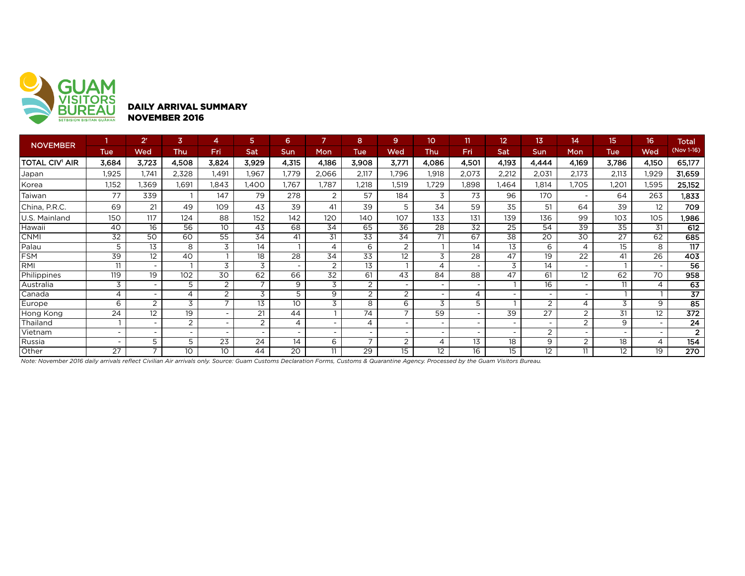GUAM VISITORS BUREAU
SETBISION BISITAN GUÅHAN

**DAILY ARRIVAL SUMMARY**
**NOVEMBER 2016**

| NOVEMBER | 1 | 2r | 3 | 4 | 5 | 6 | 7 | 8 | 9 | 10 | 11 | 12 | 13 | 14 | 15 | 16 | Total |
|---|---|---|---|---|---|---|---|---|---|---|---|---|---|---|---|---|---|
| | Tue | Wed | Thu | Fri | Sat | Sun | Mon | Tue | Wed | Thu | Fri | Sat | Sun | Mon | Tue | Wed | (Nov 1-16) |
| **TOTAL CIV[1] AIR** | **3,684** | **3,723** | **4,508** | **3,824** | **3,929** | **4,315** | **4,186** | **3,908** | **3,771** | **4,086** | **4,501** | **4,193** | **4,444** | **4,169** | **3,786** | **4,150** | **65,177** |
| Japan | 1,925 | 1,741 | 2,328 | 1,491 | 1,967 | 1,779 | 2,066 | 2,117 | 1,796 | 1,918 | 2,073 | 2,212 | 2,031 | 2,173 | 2,113 | 1,929 | **31,659** |
| Korea | 1,152 | 1,369 | 1,691 | 1,843 | 1,400 | 1,767 | 1,787 | 1,218 | 1,519 | 1,729 | 1,898 | 1,464 | 1,814 | 1,705 | 1,201 | 1,595 | **25,152** |
| Taiwan | 77 | 339 | 1 | 147 | 79 | 278 | 2 | 57 | 184 | 3 | 73 | 96 | 170 | - | 64 | 263 | **1,833** |
| China, P.R.C. | 69 | 21 | 49 | 109 | 43 | 39 | 41 | 39 | 5 | 34 | 59 | 35 | 51 | 64 | 39 | 12 | **709** |
| U.S. Mainland | 150 | 117 | 124 | 88 | 152 | 142 | 120 | 140 | 107 | 133 | 131 | 139 | 136 | 99 | 103 | 105 | **1,986** |
| Hawaii | 40 | 16 | 56 | 10 | 43 | 68 | 34 | 65 | 36 | 28 | 32 | 25 | 54 | 39 | 35 | 31 | **612** |
| CNMI | 32 | 50 | 60 | 55 | 34 | 41 | 31 | 33 | 34 | 71 | 67 | 38 | 20 | 30 | 27 | 62 | **685** |
| Palau | 5 | 13 | 8 | 3 | 14 | 1 | 4 | 6 | 2 | 1 | 14 | 13 | 6 | 4 | 15 | 8 | **117** |
| FSM | 39 | 12 | 40 | 1 | 18 | 28 | 34 | 33 | 12 | 3 | 28 | 47 | 19 | 22 | 41 | 26 | **403** |
| RMI | 11 | - | 1 | 3 | 3 | - | 2 | 13 | 1 | 4 | - | 3 | 14 | - | 1 | - | **56** |
| Philippines | 119 | 19 | 102 | 30 | 62 | 66 | 32 | 61 | 43 | 84 | 88 | 47 | 61 | 12 | 62 | 70 | **958** |
| Australia | 3 | - | 5 | 2 | 7 | 9 | 3 | 2 | - | - | - | 1 | 16 | - | 11 | 4 | **63** |
| Canada | 4 | - | 4 | 2 | 3 | 5 | 9 | 2 | 2 | - | 4 | - | - | - | 1 | 1 | **37** |
| Europe | 6 | 2 | 3 | 7 | 13 | 10 | 3 | 8 | 6 | 3 | 5 | 1 | 2 | 4 | 3 | 9 | **85** |
| Hong Kong | 24 | 12 | 19 | - | 21 | 44 | 1 | 74 | 7 | 59 | - | 39 | 27 | 2 | 31 | 12 | **372** |
| Thailand | 1 | - | 2 | - | 2 | 4 | - | 4 | - | - | - | - | - | 2 | 9 | - | **24** |
| Vietnam | - | - | - | - | - | - | - | - | - | - | - | - | 2 | - | - | - | **2** |
| Russia | - | 5 | 5 | 23 | 24 | 14 | 6 | 7 | 2 | 4 | 13 | 18 | 9 | 2 | 18 | 4 | **154** |
| Other | 27 | 7 | 10 | 10 | 44 | 20 | 11 | 29 | 15 | 12 | 16 | 15 | 12 | 11 | 12 | 19 | **270** |

*Note: November 2016 daily arrivals reflect Civilian Air arrivals only. Source: Guam Customs Declaration Forms, Customs & Quarantine Agency. Processed by the Guam Visitors Bureau.*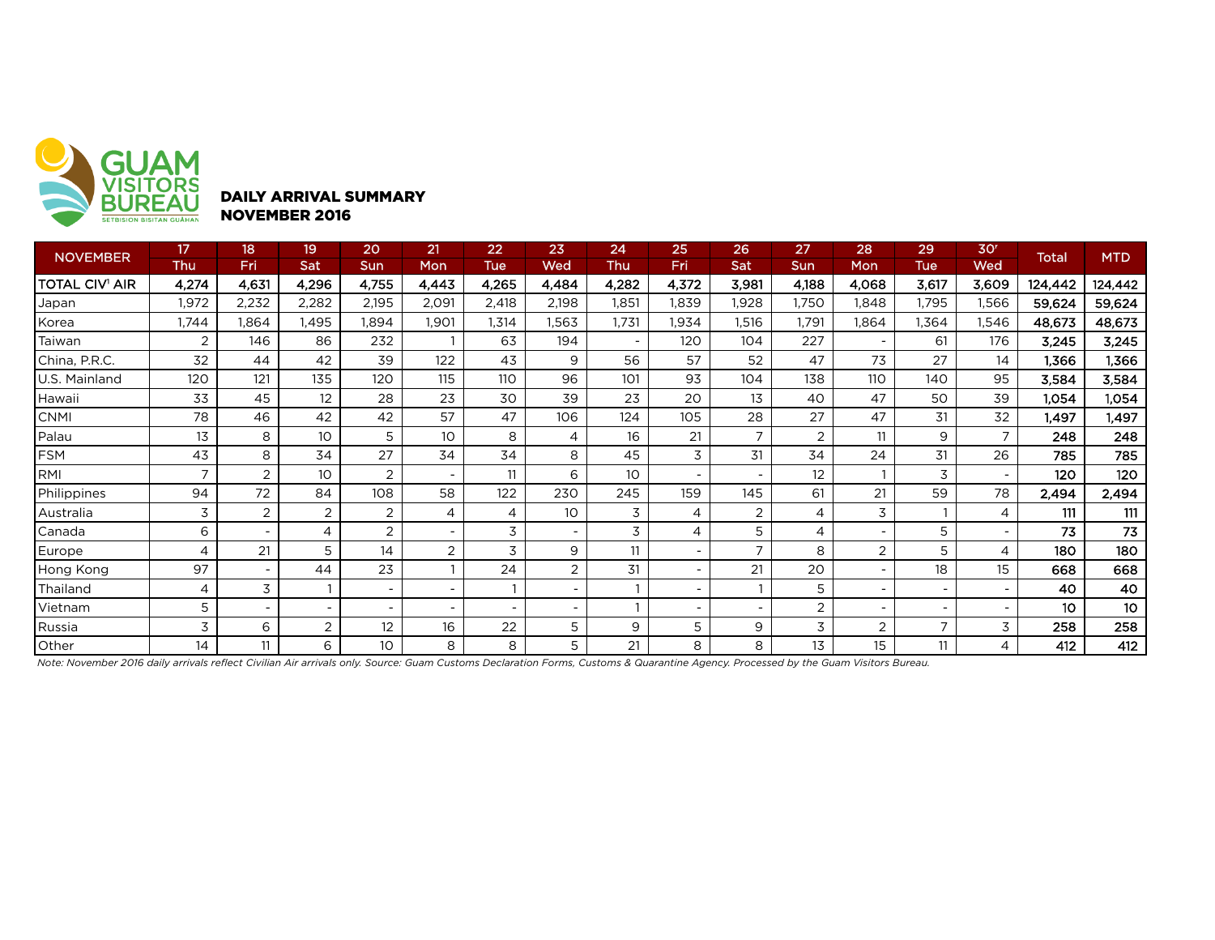GUAM VISITORS BUREAU
SETBISION BISITAN GUÅHAN

**DAILY ARRIVAL SUMMARY**
**NOVEMBER 2016**

| NOVEMBER | 17 Thu | 18 Fri | 19 Sat | 20 Sun | 21 Mon | 22 Tue | 23 Wed | 24 Thu | 25 Fri | 26 Sat | 27 Sun | 28 Mon | 29 Tue | 30[r] Wed | Total | MTD |
|---|---|---|---|---|---|---|---|---|---|---|---|---|---|---|---|---|
| **TOTAL CIV[1] AIR** | **4,274** | **4,631** | **4,296** | **4,755** | **4,443** | **4,265** | **4,484** | **4,282** | **4,372** | **3,981** | **4,188** | **4,068** | **3,617** | **3,609** | **124,442** | **124,442** |
| Japan | 1,972 | 2,232 | 2,282 | 2,195 | 2,091 | 2,418 | 2,198 | 1,851 | 1,839 | 1,928 | 1,750 | 1,848 | 1,795 | 1,566 | **59,624** | **59,624** |
| Korea | 1,744 | 1,864 | 1,495 | 1,894 | 1,901 | 1,314 | 1,563 | 1,731 | 1,934 | 1,516 | 1,791 | 1,864 | 1,364 | 1,546 | **48,673** | **48,673** |
| Taiwan | 2 | 146 | 86 | 232 | 1 | 63 | 194 | - | 120 | 104 | 227 | - | 61 | 176 | **3,245** | **3,245** |
| China, P.R.C. | 32 | 44 | 42 | 39 | 122 | 43 | 9 | 56 | 57 | 52 | 47 | 73 | 27 | 14 | **1,366** | **1,366** |
| U.S. Mainland | 120 | 121 | 135 | 120 | 115 | 110 | 96 | 101 | 93 | 104 | 138 | 110 | 140 | 95 | **3,584** | **3,584** |
| Hawaii | 33 | 45 | 12 | 28 | 23 | 30 | 39 | 23 | 20 | 13 | 40 | 47 | 50 | 39 | **1,054** | **1,054** |
| CNMI | 78 | 46 | 42 | 42 | 57 | 47 | 106 | 124 | 105 | 28 | 27 | 47 | 31 | 32 | **1,497** | **1,497** |
| Palau | 13 | 8 | 10 | 5 | 10 | 8 | 4 | 16 | 21 | 7 | 2 | 11 | 9 | 7 | **248** | **248** |
| FSM | 43 | 8 | 34 | 27 | 34 | 34 | 8 | 45 | 3 | 31 | 34 | 24 | 31 | 26 | **785** | **785** |
| RMI | 7 | 2 | 10 | 2 | - | 11 | 6 | 10 | - | - | 12 | 1 | 3 | - | **120** | **120** |
| Philippines | 94 | 72 | 84 | 108 | 58 | 122 | 230 | 245 | 159 | 145 | 61 | 21 | 59 | 78 | **2,494** | **2,494** |
| Australia | 3 | 2 | 2 | 2 | 4 | 4 | 10 | 3 | 4 | 2 | 4 | 3 | 1 | 4 | **111** | **111** |
| Canada | 6 | - | 4 | 2 | - | 3 | - | 3 | 4 | 5 | 4 | - | 5 | - | **73** | **73** |
| Europe | 4 | 21 | 5 | 14 | 2 | 3 | 9 | 11 | - | 7 | 8 | 2 | 5 | 4 | **180** | **180** |
| Hong Kong | 97 | - | 44 | 23 | 1 | 24 | 2 | 31 | - | 21 | 20 | - | 18 | 15 | **668** | **668** |
| Thailand | 4 | 3 | 1 | - | - | 1 | - | 1 | - | 1 | 5 | - | - | - | **40** | **40** |
| Vietnam | 5 | - | - | - | - | - | - | 1 | - | - | 2 | - | - | - | **10** | **10** |
| Russia | 3 | 6 | 2 | 12 | 16 | 22 | 5 | 9 | 5 | 9 | 3 | 2 | 7 | 3 | **258** | **258** |
| Other | 14 | 11 | 6 | 10 | 8 | 8 | 5 | 21 | 8 | 8 | 13 | 15 | 11 | 4 | **412** | **412** |

*Note: November 2016 daily arrivals reflect Civilian Air arrivals only. Source: Guam Customs Declaration Forms, Customs & Quarantine Agency. Processed by the Guam Visitors Bureau.*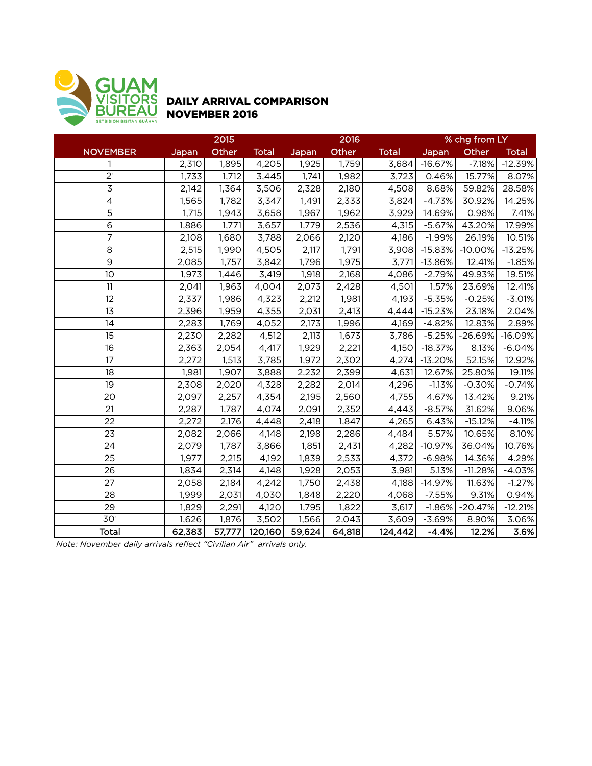GUAM VISITORS BUREAU
SETBISION BISITAN GUÅHAN

# DAILY ARRIVAL COMPARISON
## NOVEMBER 2016

| | 2015 | | | 2016 | | | % chg from LY | | |
|---|---|---|---|---|---|---|---|---|---|
| NOVEMBER | Japan | Other | Total | Japan | Other | Total | Japan | Other | Total |
| 1 | 2,310 | 1,895 | 4,205 | 1,925 | 1,759 | 3,684 | -16.67% | -7.18% | -12.39% |
| 2[r] | 1,733 | 1,712 | 3,445 | 1,741 | 1,982 | 3,723 | 0.46% | 15.77% | 8.07% |
| 3 | 2,142 | 1,364 | 3,506 | 2,328 | 2,180 | 4,508 | 8.68% | 59.82% | 28.58% |
| 4 | 1,565 | 1,782 | 3,347 | 1,491 | 2,333 | 3,824 | -4.73% | 30.92% | 14.25% |
| 5 | 1,715 | 1,943 | 3,658 | 1,967 | 1,962 | 3,929 | 14.69% | 0.98% | 7.41% |
| 6 | 1,886 | 1,771 | 3,657 | 1,779 | 2,536 | 4,315 | -5.67% | 43.20% | 17.99% |
| 7 | 2,108 | 1,680 | 3,788 | 2,066 | 2,120 | 4,186 | -1.99% | 26.19% | 10.51% |
| 8 | 2,515 | 1,990 | 4,505 | 2,117 | 1,791 | 3,908 | -15.83% | -10.00% | -13.25% |
| 9 | 2,085 | 1,757 | 3,842 | 1,796 | 1,975 | 3,771 | -13.86% | 12.41% | -1.85% |
| 10 | 1,973 | 1,446 | 3,419 | 1,918 | 2,168 | 4,086 | -2.79% | 49.93% | 19.51% |
| 11 | 2,041 | 1,963 | 4,004 | 2,073 | 2,428 | 4,501 | 1.57% | 23.69% | 12.41% |
| 12 | 2,337 | 1,986 | 4,323 | 2,212 | 1,981 | 4,193 | -5.35% | -0.25% | -3.01% |
| 13 | 2,396 | 1,959 | 4,355 | 2,031 | 2,413 | 4,444 | -15.23% | 23.18% | 2.04% |
| 14 | 2,283 | 1,769 | 4,052 | 2,173 | 1,996 | 4,169 | -4.82% | 12.83% | 2.89% |
| 15 | 2,230 | 2,282 | 4,512 | 2,113 | 1,673 | 3,786 | -5.25% | -26.69% | -16.09% |
| 16 | 2,363 | 2,054 | 4,417 | 1,929 | 2,221 | 4,150 | -18.37% | 8.13% | -6.04% |
| 17 | 2,272 | 1,513 | 3,785 | 1,972 | 2,302 | 4,274 | -13.20% | 52.15% | 12.92% |
| 18 | 1,981 | 1,907 | 3,888 | 2,232 | 2,399 | 4,631 | 12.67% | 25.80% | 19.11% |
| 19 | 2,308 | 2,020 | 4,328 | 2,282 | 2,014 | 4,296 | -1.13% | -0.30% | -0.74% |
| 20 | 2,097 | 2,257 | 4,354 | 2,195 | 2,560 | 4,755 | 4.67% | 13.42% | 9.21% |
| 21 | 2,287 | 1,787 | 4,074 | 2,091 | 2,352 | 4,443 | -8.57% | 31.62% | 9.06% |
| 22 | 2,272 | 2,176 | 4,448 | 2,418 | 1,847 | 4,265 | 6.43% | -15.12% | -4.11% |
| 23 | 2,082 | 2,066 | 4,148 | 2,198 | 2,286 | 4,484 | 5.57% | 10.65% | 8.10% |
| 24 | 2,079 | 1,787 | 3,866 | 1,851 | 2,431 | 4,282 | -10.97% | 36.04% | 10.76% |
| 25 | 1,977 | 2,215 | 4,192 | 1,839 | 2,533 | 4,372 | -6.98% | 14.36% | 4.29% |
| 26 | 1,834 | 2,314 | 4,148 | 1,928 | 2,053 | 3,981 | 5.13% | -11.28% | -4.03% |
| 27 | 2,058 | 2,184 | 4,242 | 1,750 | 2,438 | 4,188 | -14.97% | 11.63% | -1.27% |
| 28 | 1,999 | 2,031 | 4,030 | 1,848 | 2,220 | 4,068 | -7.55% | 9.31% | 0.94% |
| 29 | 1,829 | 2,291 | 4,120 | 1,795 | 1,822 | 3,617 | -1.86% | -20.47% | -12.21% |
| 30[r] | 1,626 | 1,876 | 3,502 | 1,566 | 2,043 | 3,609 | -3.69% | 8.90% | 3.06% |
| Total | 62,383 | 57,777 | 120,160 | 59,624 | 64,818 | 124,442 | -4.4% | 12.2% | 3.6% |

*Note: November daily arrivals reflect "Civilian Air" arrivals only.*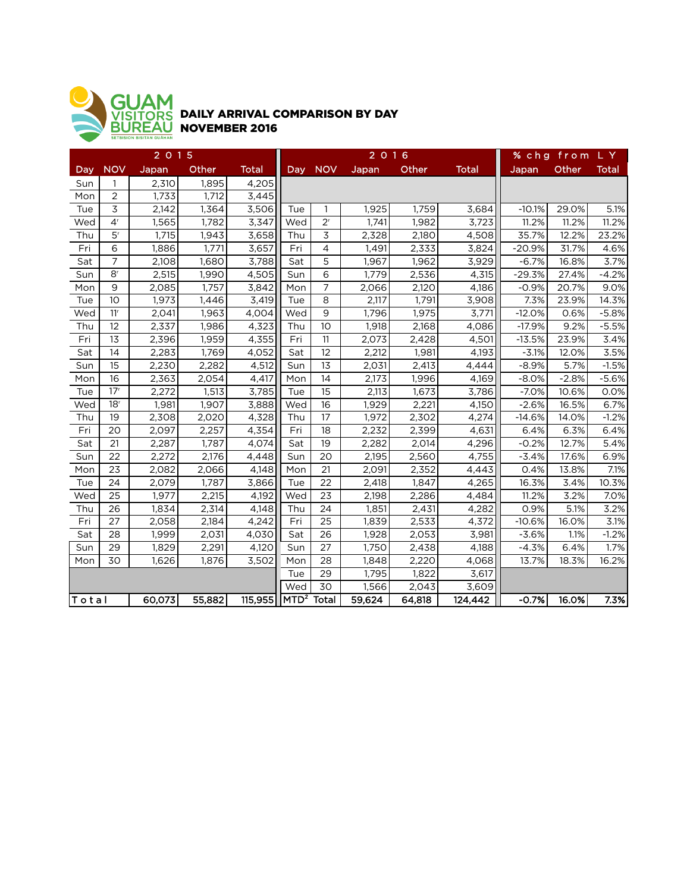GUAM VISITORS BUREAU
SETBISION BISITAN GUÅHAN

## DAILY ARRIVAL COMPARISON BY DAY
## NOVEMBER 2016

| 2015 | | | | | 2016 | | | | | % chg from LY | | |
|---|---|---|---|---|---|---|---|---|---|---|---|---|
| Day | NOV | Japan | Other | Total | Day | NOV | Japan | Other | Total | Japan | Other | Total |
| Sun | 1 | 2,310 | 1,895 | 4,205 | | | | | | | | |
| Mon | 2 | 1,733 | 1,712 | 3,445 | | | | | | | | |
| Tue | 3 | 2,142 | 1,364 | 3,506 | Tue | 1 | 1,925 | 1,759 | 3,684 | -10.1% | 29.0% | 5.1% |
| Wed | 4[r] | 1,565 | 1,782 | 3,347 | Wed | 2[r] | 1,741 | 1,982 | 3,723 | 11.2% | 11.2% | 11.2% |
| Thu | 5[r] | 1,715 | 1,943 | 3,658 | Thu | 3 | 2,328 | 2,180 | 4,508 | 35.7% | 12.2% | 23.2% |
| Fri | 6 | 1,886 | 1,771 | 3,657 | Fri | 4 | 1,491 | 2,333 | 3,824 | -20.9% | 31.7% | 4.6% |
| Sat | 7 | 2,108 | 1,680 | 3,788 | Sat | 5 | 1,967 | 1,962 | 3,929 | -6.7% | 16.8% | 3.7% |
| Sun | 8[r] | 2,515 | 1,990 | 4,505 | Sun | 6 | 1,779 | 2,536 | 4,315 | -29.3% | 27.4% | -4.2% |
| Mon | 9 | 2,085 | 1,757 | 3,842 | Mon | 7 | 2,066 | 2,120 | 4,186 | -0.9% | 20.7% | 9.0% |
| Tue | 10 | 1,973 | 1,446 | 3,419 | Tue | 8 | 2,117 | 1,791 | 3,908 | 7.3% | 23.9% | 14.3% |
| Wed | 11[r] | 2,041 | 1,963 | 4,004 | Wed | 9 | 1,796 | 1,975 | 3,771 | -12.0% | 0.6% | -5.8% |
| Thu | 12 | 2,337 | 1,986 | 4,323 | Thu | 10 | 1,918 | 2,168 | 4,086 | -17.9% | 9.2% | -5.5% |
| Fri | 13 | 2,396 | 1,959 | 4,355 | Fri | 11 | 2,073 | 2,428 | 4,501 | -13.5% | 23.9% | 3.4% |
| Sat | 14 | 2,283 | 1,769 | 4,052 | Sat | 12 | 2,212 | 1,981 | 4,193 | -3.1% | 12.0% | 3.5% |
| Sun | 15 | 2,230 | 2,282 | 4,512 | Sun | 13 | 2,031 | 2,413 | 4,444 | -8.9% | 5.7% | -1.5% |
| Mon | 16 | 2,363 | 2,054 | 4,417 | Mon | 14 | 2,173 | 1,996 | 4,169 | -8.0% | -2.8% | -5.6% |
| Tue | 17[r] | 2,272 | 1,513 | 3,785 | Tue | 15 | 2,113 | 1,673 | 3,786 | -7.0% | 10.6% | 0.0% |
| Wed | 18[r] | 1,981 | 1,907 | 3,888 | Wed | 16 | 1,929 | 2,221 | 4,150 | -2.6% | 16.5% | 6.7% |
| Thu | 19 | 2,308 | 2,020 | 4,328 | Thu | 17 | 1,972 | 2,302 | 4,274 | -14.6% | 14.0% | -1.2% |
| Fri | 20 | 2,097 | 2,257 | 4,354 | Fri | 18 | 2,232 | 2,399 | 4,631 | 6.4% | 6.3% | 6.4% |
| Sat | 21 | 2,287 | 1,787 | 4,074 | Sat | 19 | 2,282 | 2,014 | 4,296 | -0.2% | 12.7% | 5.4% |
| Sun | 22 | 2,272 | 2,176 | 4,448 | Sun | 20 | 2,195 | 2,560 | 4,755 | -3.4% | 17.6% | 6.9% |
| Mon | 23 | 2,082 | 2,066 | 4,148 | Mon | 21 | 2,091 | 2,352 | 4,443 | 0.4% | 13.8% | 7.1% |
| Tue | 24 | 2,079 | 1,787 | 3,866 | Tue | 22 | 2,418 | 1,847 | 4,265 | 16.3% | 3.4% | 10.3% |
| Wed | 25 | 1,977 | 2,215 | 4,192 | Wed | 23 | 2,198 | 2,286 | 4,484 | 11.2% | 3.2% | 7.0% |
| Thu | 26 | 1,834 | 2,314 | 4,148 | Thu | 24 | 1,851 | 2,431 | 4,282 | 0.9% | 5.1% | 3.2% |
| Fri | 27 | 2,058 | 2,184 | 4,242 | Fri | 25 | 1,839 | 2,533 | 4,372 | -10.6% | 16.0% | 3.1% |
| Sat | 28 | 1,999 | 2,031 | 4,030 | Sat | 26 | 1,928 | 2,053 | 3,981 | -3.6% | 1.1% | -1.2% |
| Sun | 29 | 1,829 | 2,291 | 4,120 | Sun | 27 | 1,750 | 2,438 | 4,188 | -4.3% | 6.4% | 1.7% |
| Mon | 30 | 1,626 | 1,876 | 3,502 | Mon | 28 | 1,848 | 2,220 | 4,068 | 13.7% | 18.3% | 16.2% |
| | | | | | Tue | 29 | 1,795 | 1,822 | 3,617 | | | |
| | | | | | Wed | 30 | 1,566 | 2,043 | 3,609 | | | |
| Total | | 60,073 | 55,882 | 115,955 | MTD[2] | Total | 59,624 | 64,818 | 124,442 | -0.7% | 16.0% | 7.3% |